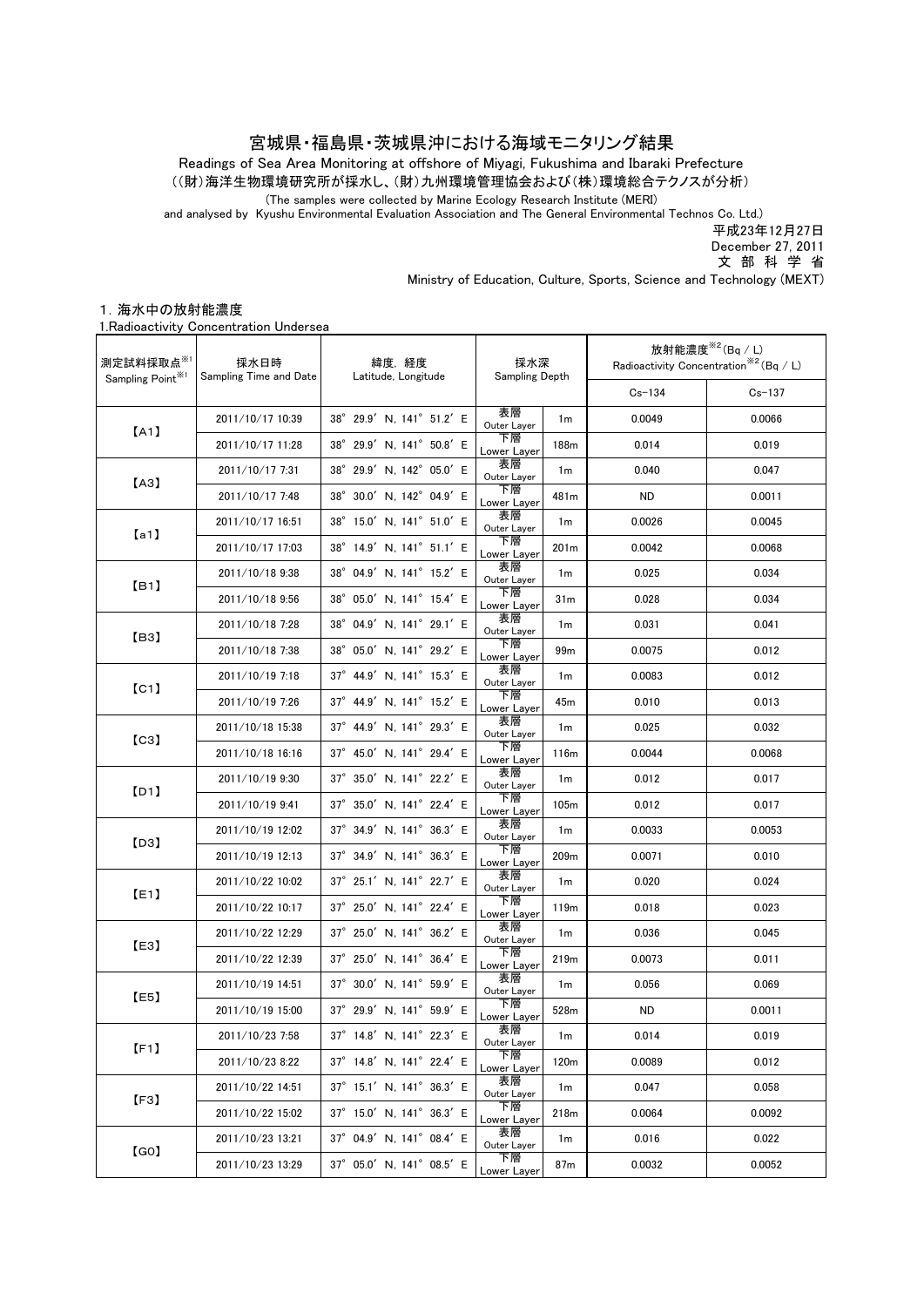# 宮城県・福島県・茨城県沖における海域モニタリング結果

Readings of Sea Area Monitoring at offshore of Miyagi, Fukushima and Ibaraki Prefecture

（(財)海洋生物環境研究所が採水し、(財)九州環境管理協会および(株)環境総合テクノスが分析）

(The samples were collected by Marine Ecology Research Institute (MERI) and analysed by Kyushu Environmental Evaluation Association and The General Environmental Technos Co. Ltd.)

平成23年12月27日
December 27, 2011
文 部 科 学 省
Ministry of Education, Culture, Sports, Science and Technology (MEXT)

## 1. 海水中の放射能濃度

1.Radioactivity Concentration Undersea

| 測定試料採取点※1 Sampling Point※1 | 採水日時 Sampling Time and Date | 緯度，経度 Latitude, Longitude | 採水深 Sampling Depth | | 放射能濃度※2(Bq / L) Radioactivity Concentration※2 (Bq / L) | |
|---|---|---|---|---|---|---|
| | | | | | Cs-134 | Cs-137 |
| 【A1】 | 2011/10/17 10:39 | 38° 29.9′ N, 141° 51.2′ E | 表層 Outer Layer | 1m | 0.0049 | 0.0066 |
| | 2011/10/17 11:28 | 38° 29.9′ N, 141° 50.8′ E | 下層 Lower Layer | 188m | 0.014 | 0.019 |
| 【A3】 | 2011/10/17 7:31 | 38° 29.9′ N, 142° 05.0′ E | 表層 Outer Layer | 1m | 0.040 | 0.047 |
| | 2011/10/17 7:48 | 38° 30.0′ N, 142° 04.9′ E | 下層 Lower Layer | 481m | ND | 0.0011 |
| 【a1】 | 2011/10/17 16:51 | 38° 15.0′ N, 141° 51.0′ E | 表層 Outer Layer | 1m | 0.0026 | 0.0045 |
| | 2011/10/17 17:03 | 38° 14.9′ N, 141° 51.1′ E | 下層 Lower Layer | 201m | 0.0042 | 0.0068 |
| 【B1】 | 2011/10/18 9:38 | 38° 04.9′ N, 141° 15.2′ E | 表層 Outer Layer | 1m | 0.025 | 0.034 |
| | 2011/10/18 9:56 | 38° 05.0′ N, 141° 15.4′ E | 下層 Lower Layer | 31m | 0.028 | 0.034 |
| 【B3】 | 2011/10/18 7:28 | 38° 04.9′ N, 141° 29.1′ E | 表層 Outer Layer | 1m | 0.031 | 0.041 |
| | 2011/10/18 7:38 | 38° 05.0′ N, 141° 29.2′ E | 下層 Lower Layer | 99m | 0.0075 | 0.012 |
| 【C1】 | 2011/10/19 7:18 | 37° 44.9′ N, 141° 15.3′ E | 表層 Outer Layer | 1m | 0.0083 | 0.012 |
| | 2011/10/19 7:26 | 37° 44.9′ N, 141° 15.2′ E | 下層 Lower Layer | 45m | 0.010 | 0.013 |
| 【C3】 | 2011/10/18 15:38 | 37° 44.9′ N, 141° 29.3′ E | 表層 Outer Layer | 1m | 0.025 | 0.032 |
| | 2011/10/18 16:16 | 37° 45.0′ N, 141° 29.4′ E | 下層 Lower Layer | 116m | 0.0044 | 0.0068 |
| 【D1】 | 2011/10/19 9:30 | 37° 35.0′ N, 141° 22.2′ E | 表層 Outer Layer | 1m | 0.012 | 0.017 |
| | 2011/10/19 9:41 | 37° 35.0′ N, 141° 22.4′ E | 下層 Lower Layer | 105m | 0.012 | 0.017 |
| 【D3】 | 2011/10/19 12:02 | 37° 34.9′ N, 141° 36.3′ E | 表層 Outer Layer | 1m | 0.0033 | 0.0053 |
| | 2011/10/19 12:13 | 37° 34.9′ N, 141° 36.3′ E | 下層 Lower Layer | 209m | 0.0071 | 0.010 |
| 【E1】 | 2011/10/22 10:02 | 37° 25.1′ N, 141° 22.7′ E | 表層 Outer Layer | 1m | 0.020 | 0.024 |
| | 2011/10/22 10:17 | 37° 25.0′ N, 141° 22.4′ E | 下層 Lower Layer | 119m | 0.018 | 0.023 |
| 【E3】 | 2011/10/22 12:29 | 37° 25.0′ N, 141° 36.2′ E | 表層 Outer Layer | 1m | 0.036 | 0.045 |
| | 2011/10/22 12:39 | 37° 25.0′ N, 141° 36.4′ E | 下層 Lower Layer | 219m | 0.0073 | 0.011 |
| 【E5】 | 2011/10/19 14:51 | 37° 30.0′ N, 141° 59.9′ E | 表層 Outer Layer | 1m | 0.056 | 0.069 |
| | 2011/10/19 15:00 | 37° 29.9′ N, 141° 59.9′ E | 下層 Lower Layer | 528m | ND | 0.0011 |
| 【F1】 | 2011/10/23 7:58 | 37° 14.8′ N, 141° 22.3′ E | 表層 Outer Layer | 1m | 0.014 | 0.019 |
| | 2011/10/23 8:22 | 37° 14.8′ N, 141° 22.4′ E | 下層 Lower Layer | 120m | 0.0089 | 0.012 |
| 【F3】 | 2011/10/22 14:51 | 37° 15.1′ N, 141° 36.3′ E | 表層 Outer Layer | 1m | 0.047 | 0.058 |
| | 2011/10/22 15:02 | 37° 15.0′ N, 141° 36.3′ E | 下層 Lower Layer | 218m | 0.0064 | 0.0092 |
| 【G0】 | 2011/10/23 13:21 | 37° 04.9′ N, 141° 08.4′ E | 表層 Outer Layer | 1m | 0.016 | 0.022 |
| | 2011/10/23 13:29 | 37° 05.0′ N, 141° 08.5′ E | 下層 Lower Layer | 87m | 0.0032 | 0.0052 |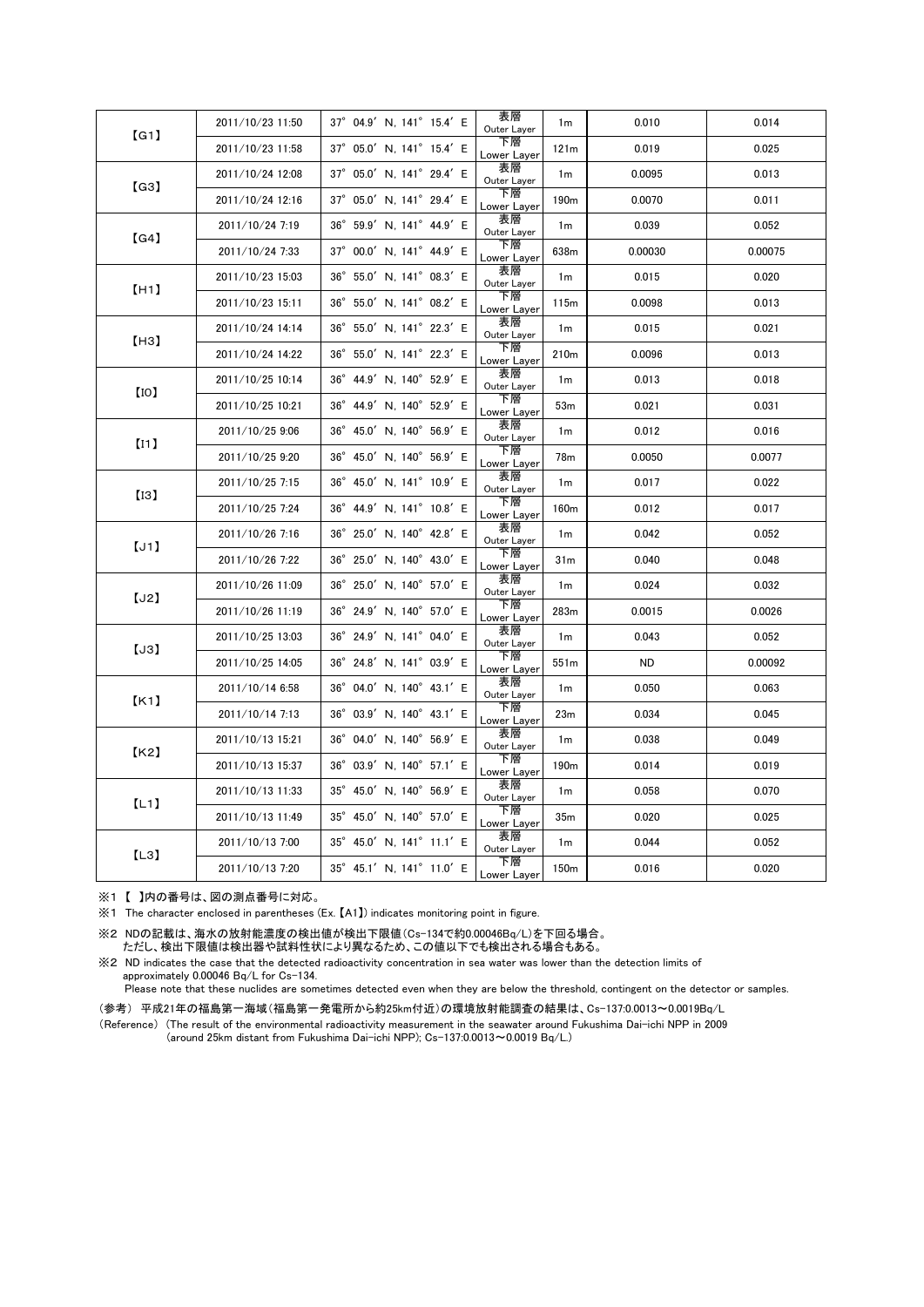| | | | | | | |
|---|---|---|---|---|---|---|
| 【G1】 | 2011/10/23 11:50 | 37° 04.9′ N, 141° 15.4′ E | 表層 Outer Layer | 1m | 0.010 | 0.014 |
| | 2011/10/23 11:58 | 37° 05.0′ N, 141° 15.4′ E | 下層 Lower Layer | 121m | 0.019 | 0.025 |
| 【G3】 | 2011/10/24 12:08 | 37° 05.0′ N, 141° 29.4′ E | 表層 Outer Layer | 1m | 0.0095 | 0.013 |
| | 2011/10/24 12:16 | 37° 05.0′ N, 141° 29.4′ E | 下層 Lower Layer | 190m | 0.0070 | 0.011 |
| 【G4】 | 2011/10/24 7:19 | 36° 59.9′ N, 141° 44.9′ E | 表層 Outer Layer | 1m | 0.039 | 0.052 |
| | 2011/10/24 7:33 | 37° 00.0′ N, 141° 44.9′ E | 下層 Lower Layer | 638m | 0.00030 | 0.00075 |
| 【H1】 | 2011/10/23 15:03 | 36° 55.0′ N, 141° 08.3′ E | 表層 Outer Layer | 1m | 0.015 | 0.020 |
| | 2011/10/23 15:11 | 36° 55.0′ N, 141° 08.2′ E | 下層 Lower Layer | 115m | 0.0098 | 0.013 |
| 【H3】 | 2011/10/24 14:14 | 36° 55.0′ N, 141° 22.3′ E | 表層 Outer Layer | 1m | 0.015 | 0.021 |
| | 2011/10/24 14:22 | 36° 55.0′ N, 141° 22.3′ E | 下層 Lower Layer | 210m | 0.0096 | 0.013 |
| 【I0】 | 2011/10/25 10:14 | 36° 44.9′ N, 140° 52.9′ E | 表層 Outer Layer | 1m | 0.013 | 0.018 |
| | 2011/10/25 10:21 | 36° 44.9′ N, 140° 52.9′ E | 下層 Lower Layer | 53m | 0.021 | 0.031 |
| 【I1】 | 2011/10/25 9:06 | 36° 45.0′ N, 140° 56.9′ E | 表層 Outer Layer | 1m | 0.012 | 0.016 |
| | 2011/10/25 9:20 | 36° 45.0′ N, 140° 56.9′ E | 下層 Lower Layer | 78m | 0.0050 | 0.0077 |
| 【I3】 | 2011/10/25 7:15 | 36° 45.0′ N, 141° 10.9′ E | 表層 Outer Layer | 1m | 0.017 | 0.022 |
| | 2011/10/25 7:24 | 36° 44.9′ N, 141° 10.8′ E | 下層 Lower Layer | 160m | 0.012 | 0.017 |
| 【J1】 | 2011/10/26 7:16 | 36° 25.0′ N, 140° 42.8′ E | 表層 Outer Layer | 1m | 0.042 | 0.052 |
| | 2011/10/26 7:22 | 36° 25.0′ N, 140° 43.0′ E | 下層 Lower Layer | 31m | 0.040 | 0.048 |
| 【J2】 | 2011/10/26 11:09 | 36° 25.0′ N, 140° 57.0′ E | 表層 Outer Layer | 1m | 0.024 | 0.032 |
| | 2011/10/26 11:19 | 36° 24.9′ N, 140° 57.0′ E | 下層 Lower Layer | 283m | 0.0015 | 0.0026 |
| 【J3】 | 2011/10/25 13:03 | 36° 24.9′ N, 141° 04.0′ E | 表層 Outer Layer | 1m | 0.043 | 0.052 |
| | 2011/10/25 14:05 | 36° 24.8′ N, 141° 03.9′ E | 下層 Lower Layer | 551m | ND | 0.00092 |
| 【K1】 | 2011/10/14 6:58 | 36° 04.0′ N, 140° 43.1′ E | 表層 Outer Layer | 1m | 0.050 | 0.063 |
| | 2011/10/14 7:13 | 36° 03.9′ N, 140° 43.1′ E | 下層 Lower Layer | 23m | 0.034 | 0.045 |
| 【K2】 | 2011/10/13 15:21 | 36° 04.0′ N, 140° 56.9′ E | 表層 Outer Layer | 1m | 0.038 | 0.049 |
| | 2011/10/13 15:37 | 36° 03.9′ N, 140° 57.1′ E | 下層 Lower Layer | 190m | 0.014 | 0.019 |
| 【L1】 | 2011/10/13 11:33 | 35° 45.0′ N, 140° 56.9′ E | 表層 Outer Layer | 1m | 0.058 | 0.070 |
| | 2011/10/13 11:49 | 35° 45.0′ N, 140° 57.0′ E | 下層 Lower Layer | 35m | 0.020 | 0.025 |
| 【L3】 | 2011/10/13 7:00 | 35° 45.0′ N, 141° 11.1′ E | 表層 Outer Layer | 1m | 0.044 | 0.052 |
| | 2011/10/13 7:20 | 35° 45.1′ N, 141° 11.0′ E | 下層 Lower Layer | 150m | 0.016 | 0.020 |

※1 【 】内の番号は、図の測点番号に対応。

※1 The character enclosed in parentheses (Ex. 【A1】) indicates monitoring point in figure.

※2 NDの記載は、海水の放射能濃度の検出値が検出下限値（Cs-134で約0.00046Bq/L）を下回る場合。
ただし、検出下限値は検出器や試料性状により異なるため、この値以下でも検出される場合もある。

※2 ND indicates the case that the detected radioactivity concentration in sea water was lower than the detection limits of approximately 0.00046 Bq/L for Cs-134.
Please note that these nuclides are sometimes detected even when they are below the threshold, contingent on the detector or samples.

（参考） 平成21年の福島第一海域（福島第一発電所から約25km付近）の環境放射能調査の結果は、Cs-137:0.0013～0.0019Bq/L

(Reference) (The result of the environmental radioactivity measurement in the seawater around Fukushima Dai-ichi NPP in 2009 (around 25km distant from Fukushima Dai-ichi NPP); Cs-137:0.0013～0.0019 Bq/L.)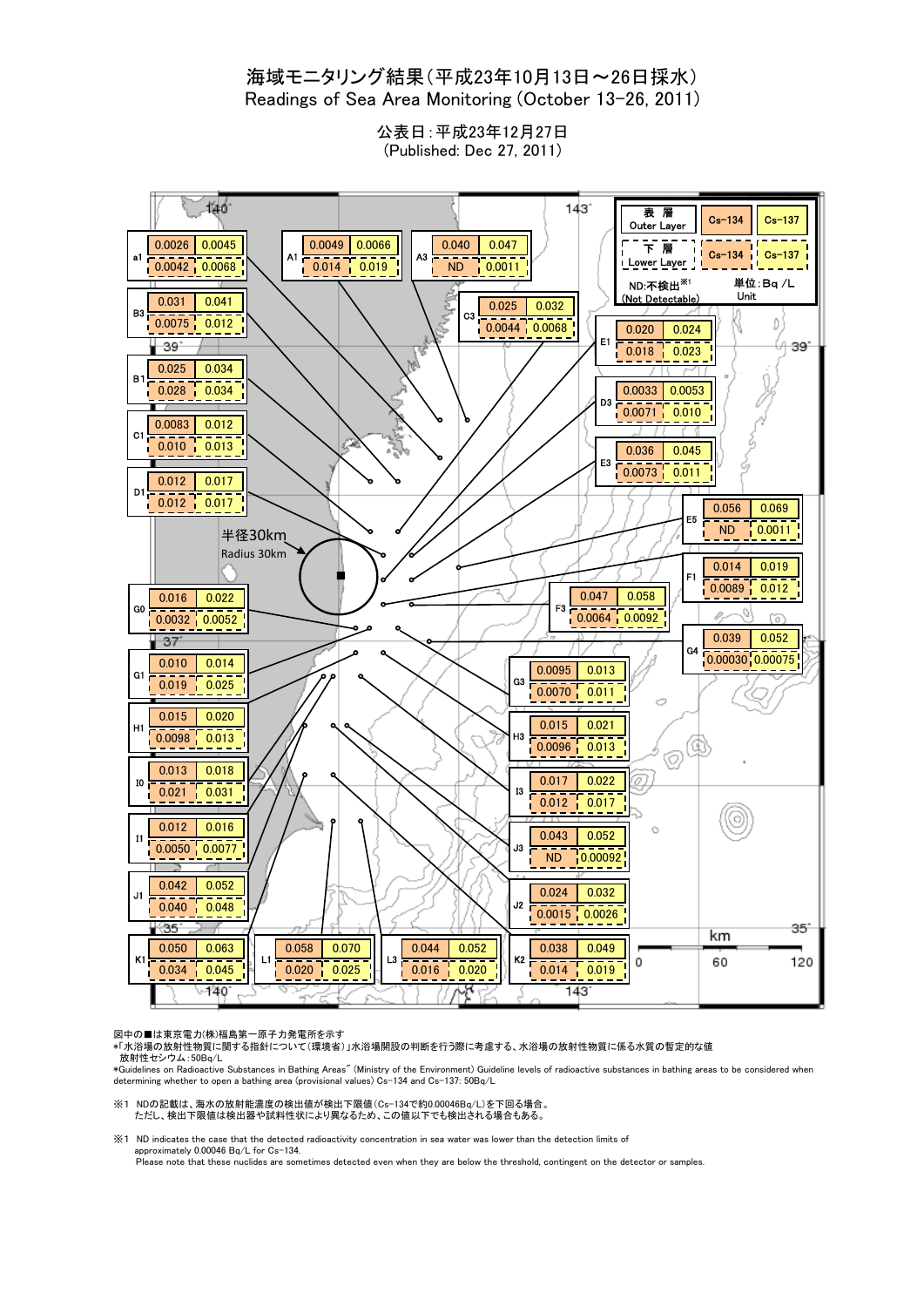# 海域モニタリング結果（平成23年10月13日～26日採水）
## Readings of Sea Area Monitoring (October 13-26, 2011)

公表日：平成23年12月27日
(Published: Dec 27, 2011)

単位：Bq /L (Unit)

ND:不検出[※1] (Not Detectable)

| 地点 | 表層 Outer Layer Cs-134 | 表層 Outer Layer Cs-137 | 下層 Lower Layer Cs-134 | 下層 Lower Layer Cs-137 |
|---|---|---|---|---|
| a1 | 0.0026 | 0.0045 | 0.0042 | 0.0068 |
| A1 | 0.0049 | 0.0066 | 0.014 | 0.019 |
| A3 | 0.040 | 0.047 | ND | 0.0011 |
| B3 | 0.031 | 0.041 | 0.0075 | 0.012 |
| C3 | 0.025 | 0.032 | 0.0044 | 0.0068 |
| E1 | 0.020 | 0.024 | 0.018 | 0.023 |
| B1 | 0.025 | 0.034 | 0.028 | 0.034 |
| D3 | 0.0033 | 0.0053 | 0.0071 | 0.010 |
| C1 | 0.0083 | 0.012 | 0.010 | 0.013 |
| E3 | 0.036 | 0.045 | 0.0073 | 0.011 |
| D1 | 0.012 | 0.017 | 0.012 | 0.017 |
| E5 | 0.056 | 0.069 | ND | 0.0011 |
| F1 | 0.014 | 0.019 | 0.0089 | 0.012 |
| G0 | 0.016 | 0.022 | 0.0032 | 0.0052 |
| F3 | 0.047 | 0.058 | 0.0064 | 0.0092 |
| G4 | 0.039 | 0.052 | 0.00030 | 0.00075 |
| G1 | 0.010 | 0.014 | 0.019 | 0.025 |
| G3 | 0.0095 | 0.013 | 0.0070 | 0.011 |
| H1 | 0.015 | 0.020 | 0.0098 | 0.013 |
| H3 | 0.015 | 0.021 | 0.0096 | 0.013 |
| I0 | 0.013 | 0.018 | 0.021 | 0.031 |
| I3 | 0.017 | 0.022 | 0.012 | 0.017 |
| I1 | 0.012 | 0.016 | 0.0050 | 0.0077 |
| J3 | 0.043 | 0.052 | ND | 0.00092 |
| J1 | 0.042 | 0.052 | 0.040 | 0.048 |
| J2 | 0.024 | 0.032 | 0.0015 | 0.0026 |
| K1 | 0.050 | 0.063 | 0.034 | 0.045 |
| L1 | 0.058 | 0.070 | 0.020 | 0.025 |
| L3 | 0.044 | 0.052 | 0.016 | 0.020 |
| K2 | 0.038 | 0.049 | 0.014 | 0.019 |

半径30km Radius 30km

図中の■は東京電力(株)福島第一原子力発電所を示す

*「水浴場の放射性物質に関する指針について（環境省）」水浴場開設の判断を行う際に考慮する、水浴場の放射性物質に係る水質の暫定的な値
放射性セシウム：50Bq/L

*Guidelines on Radioactive Substances in Bathing Areas" (Ministry of the Environment) Guideline levels of radioactive substances in bathing areas to be considered when determining whether to open a bathing area (provisional values) Cs-134 and Cs-137: 50Bq/L

※1 NDの記載は、海水の放射能濃度の検出値が検出下限値（Cs-134で約0.00046Bq/L）を下回る場合。
ただし、検出下限値は検出器や試料性状により異なるため、この値以下でも検出される場合もある。

※1 ND indicates the case that the detected radioactivity concentration in sea water was lower than the detection limits of approximately 0.00046 Bq/L for Cs-134.
Please note that these nuclides are sometimes detected even when they are below the threshold, contingent on the detector or samples.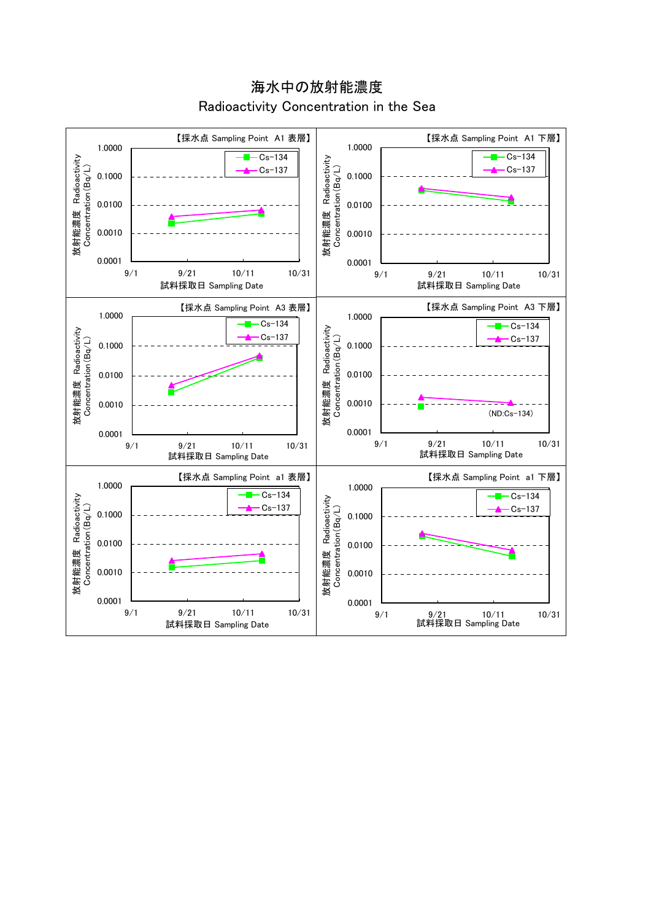# 海水中の放射能濃度

## Radioactivity Concentration in the Sea

【採水点 Sampling Point A1 表層】

放射能濃度 Radioactivity Concentration (Bq/L)

1.0000
0.1000
0.0100
0.0010
0.0001

9/1　9/21　10/11　10/31

試料採取日 Sampling Date

Cs-134
Cs-137

【採水点 Sampling Point A1 下層】

放射能濃度 Radioactivity Concentration (Bq/L)

1.0000
0.1000
0.0100
0.0010
0.0001

9/1　9/21　10/11　10/31

試料採取日 Sampling Date

Cs-134
Cs-137

【採水点 Sampling Point A3 表層】

放射能濃度 Radioactivity Concentration (Bq/L)

1.0000
0.1000
0.0100
0.0010
0.0001

9/1　9/21　10/11　10/31

試料採取日 Sampling Date

Cs-134
Cs-137

【採水点 Sampling Point A3 下層】

放射能濃度 Radioactivity Concentration (Bq/L)

1.0000
0.1000
0.0100
0.0010
0.0001

9/1　9/21　10/11　10/31

試料採取日 Sampling Date

Cs-134
Cs-137

(ND:Cs-134)

【採水点 Sampling Point a1 表層】

放射能濃度 Radioactivity Concentration (Bq/L)

1.0000
0.1000
0.0100
0.0010
0.0001

9/1　9/21　10/11　10/31

試料採取日 Sampling Date

Cs-134
Cs-137

【採水点 Sampling Point a1 下層】

放射能濃度 Radioactivity Concentration (Bq/L)

1.0000
0.1000
0.0100
0.0010
0.0001

9/1　9/21　10/11　10/31

試料採取日 Sampling Date

Cs-134
Cs-137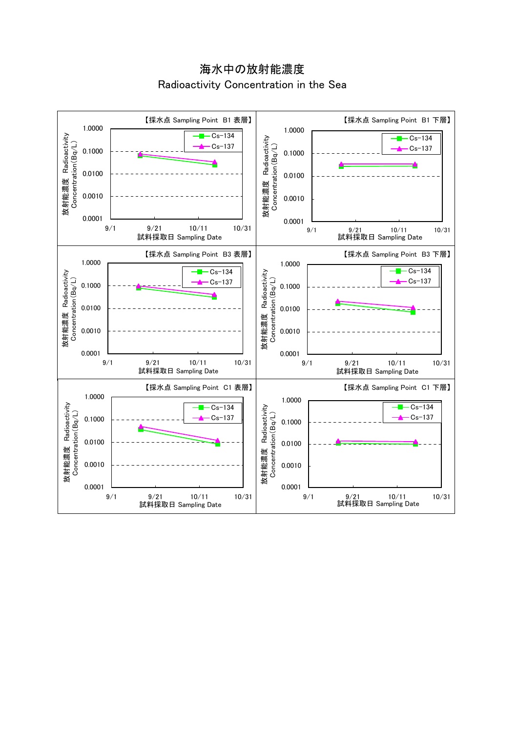# 海水中の放射能濃度
## Radioactivity Concentration in the Sea

【採水点 Sampling Point B1 表層】

放射能濃度 Radioactivity Concentration(Bq/L)

1.0000
0.1000
0.0100
0.0010
0.0001

9/1 9/21 10/11 10/31

試料採取日 Sampling Date

Cs-134
Cs-137

【採水点 Sampling Point B1 下層】

放射能濃度 Radioactivity Concentration(Bq/L)

1.0000
0.1000
0.0100
0.0010
0.0001

9/1 9/21 10/11 10/31

試料採取日 Sampling Date

Cs-134
Cs-137

【採水点 Sampling Point B3 表層】

放射能濃度 Radioactivity Concentration(Bq/L)

1.0000
0.1000
0.0100
0.0010
0.0001

9/1 9/21 10/11 10/31

試料採取日 Sampling Date

Cs-134
Cs-137

【採水点 Sampling Point B3 下層】

放射能濃度 Radioactivity Concentration(Bq/L)

1.0000
0.1000
0.0100
0.0010
0.0001

9/1 9/21 10/11 10/31

試料採取日 Sampling Date

Cs-134
Cs-137

【採水点 Sampling Point C1 表層】

放射能濃度 Radioactivity Concentration(Bq/L)

1.0000
0.1000
0.0100
0.0010
0.0001

9/1 9/21 10/11 10/31

試料採取日 Sampling Date

Cs-134
Cs-137

【採水点 Sampling Point C1 下層】

放射能濃度 Radioactivity Concentration(Bq/L)

1.0000
0.1000
0.0100
0.0010
0.0001

9/1 9/21 10/11 10/31

試料採取日 Sampling Date

Cs-134
Cs-137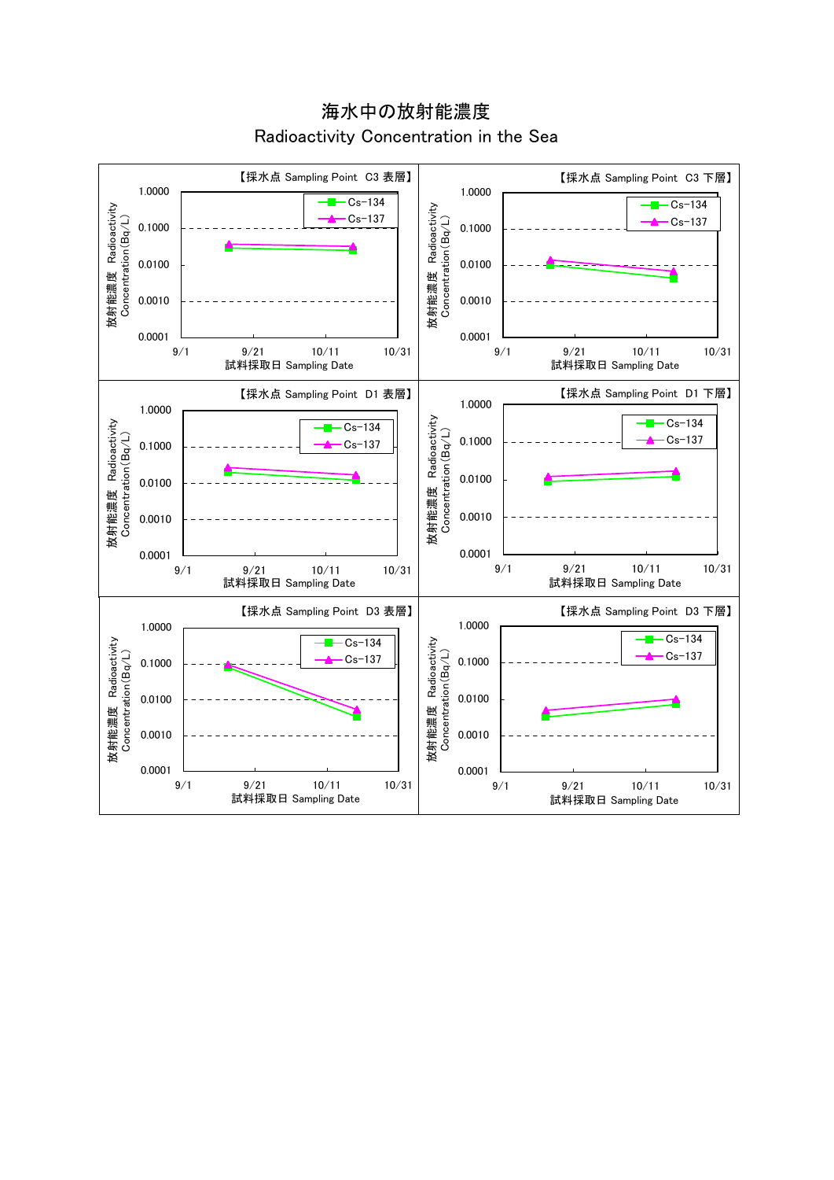# 海水中の放射能濃度
## Radioactivity Concentration in the Sea

【採水点 Sampling Point C3 表層】

放射能濃度 Radioactivity Concentration (Bq/L)

1.0000, 0.1000, 0.0100, 0.0010, 0.0001

Cs-134, Cs-137

9/1, 9/21, 10/11, 10/31

試料採取日 Sampling Date

【採水点 Sampling Point C3 下層】

放射能濃度 Radioactivity Concentration (Bq/L)

1.0000, 0.1000, 0.0100, 0.0010, 0.0001

Cs-134, Cs-137

9/1, 9/21, 10/11, 10/31

試料採取日 Sampling Date

【採水点 Sampling Point D1 表層】

放射能濃度 Radioactivity Concentration (Bq/L)

1.0000, 0.1000, 0.0100, 0.0010, 0.0001

Cs-134, Cs-137

9/1, 9/21, 10/11, 10/31

試料採取日 Sampling Date

【採水点 Sampling Point D1 下層】

放射能濃度 Radioactivity Concentration (Bq/L)

1.0000, 0.1000, 0.0100, 0.0010, 0.0001

Cs-134, Cs-137

9/1, 9/21, 10/11, 10/31

試料採取日 Sampling Date

【採水点 Sampling Point D3 表層】

放射能濃度 Radioactivity Concentration (Bq/L)

1.0000, 0.1000, 0.0100, 0.0010, 0.0001

Cs-134, Cs-137

9/1, 9/21, 10/11, 10/31

試料採取日 Sampling Date

【採水点 Sampling Point D3 下層】

放射能濃度 Radioactivity Concentration (Bq/L)

1.0000, 0.1000, 0.0100, 0.0010, 0.0001

Cs-134, Cs-137

9/1, 9/21, 10/11, 10/31

試料採取日 Sampling Date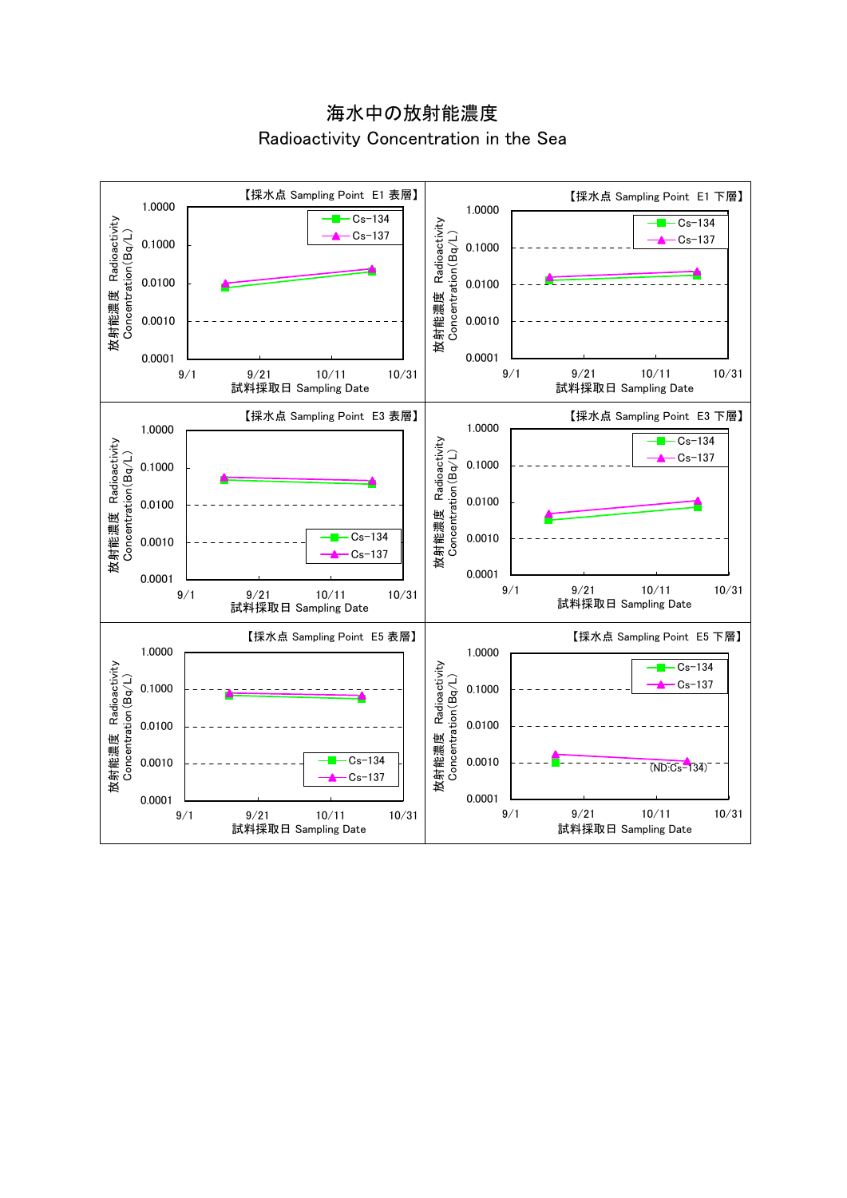# 海水中の放射能濃度
## Radioactivity Concentration in the Sea

【採水点 Sampling Point E1 表層】

放射能濃度 Radioactivity Concentration(Bq/L)

1.0000 / 0.1000 / 0.0100 / 0.0010 / 0.0001

9/1 9/21 10/11 10/31

試料採取日 Sampling Date

Cs-134, Cs-137

【採水点 Sampling Point E1 下層】

放射能濃度 Radioactivity Concentration(Bq/L)

1.0000 / 0.1000 / 0.0100 / 0.0010 / 0.0001

9/1 9/21 10/11 10/31

試料採取日 Sampling Date

Cs-134, Cs-137

【採水点 Sampling Point E3 表層】

放射能濃度 Radioactivity Concentration(Bq/L)

1.0000 / 0.1000 / 0.0100 / 0.0010 / 0.0001

9/1 9/21 10/11 10/31

試料採取日 Sampling Date

Cs-134, Cs-137

【採水点 Sampling Point E3 下層】

放射能濃度 Radioactivity Concentration(Bq/L)

1.0000 / 0.1000 / 0.0100 / 0.0010 / 0.0001

9/1 9/21 10/11 10/31

試料採取日 Sampling Date

Cs-134, Cs-137

【採水点 Sampling Point E5 表層】

放射能濃度 Radioactivity Concentration(Bq/L)

1.0000 / 0.1000 / 0.0100 / 0.0010 / 0.0001

9/1 9/21 10/11 10/31

試料採取日 Sampling Date

Cs-134, Cs-137

【採水点 Sampling Point E5 下層】

放射能濃度 Radioactivity Concentration(Bq/L)

1.0000 / 0.1000 / 0.0100 / 0.0010 / 0.0001

9/1 9/21 10/11 10/31

試料採取日 Sampling Date

Cs-134, Cs-137

(ND:Cs-134)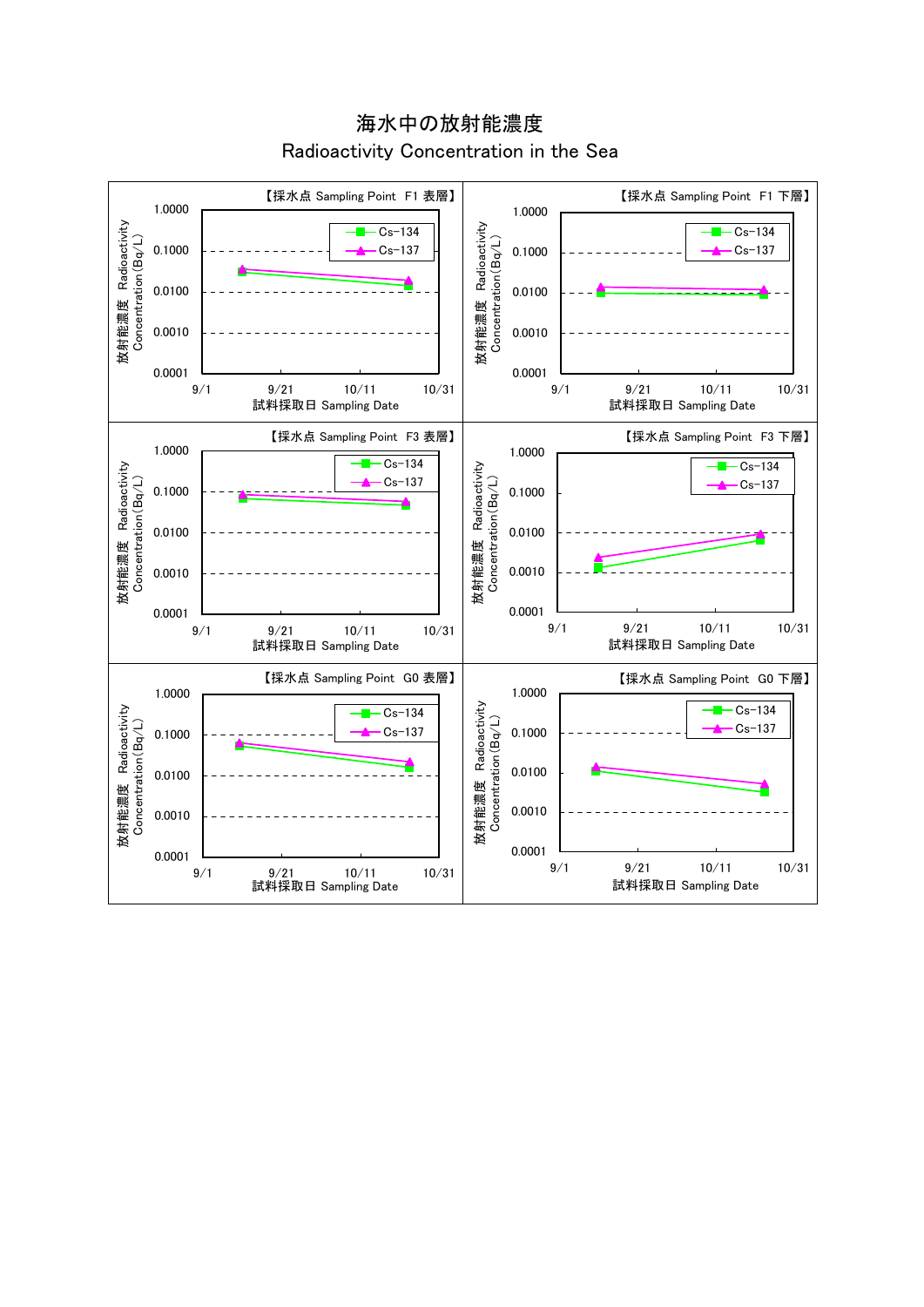# 海水中の放射能濃度

## Radioactivity Concentration in the Sea

【採水点 Sampling Point F1 表層】

放射能濃度 Radioactivity Concentration (Bq/L)

1.0000
0.1000
0.0100
0.0010
0.0001

9/1 9/21 10/11 10/31

試料採取日 Sampling Date

Cs-134
Cs-137

【採水点 Sampling Point F1 下層】

放射能濃度 Radioactivity Concentration (Bq/L)

1.0000
0.1000
0.0100
0.0010
0.0001

9/1 9/21 10/11 10/31

試料採取日 Sampling Date

Cs-134
Cs-137

【採水点 Sampling Point F3 表層】

放射能濃度 Radioactivity Concentration (Bq/L)

1.0000
0.1000
0.0100
0.0010
0.0001

9/1 9/21 10/11 10/31

試料採取日 Sampling Date

Cs-134
Cs-137

【採水点 Sampling Point F3 下層】

放射能濃度 Radioactivity Concentration (Bq/L)

1.0000
0.1000
0.0100
0.0010
0.0001

9/1 9/21 10/11 10/31

試料採取日 Sampling Date

Cs-134
Cs-137

【採水点 Sampling Point G0 表層】

放射能濃度 Radioactivity Concentration (Bq/L)

1.0000
0.1000
0.0100
0.0010
0.0001

9/1 9/21 10/11 10/31

試料採取日 Sampling Date

Cs-134
Cs-137

【採水点 Sampling Point G0 下層】

放射能濃度 Radioactivity Concentration (Bq/L)

1.0000
0.1000
0.0100
0.0010
0.0001

9/1 9/21 10/11 10/31

試料採取日 Sampling Date

Cs-134
Cs-137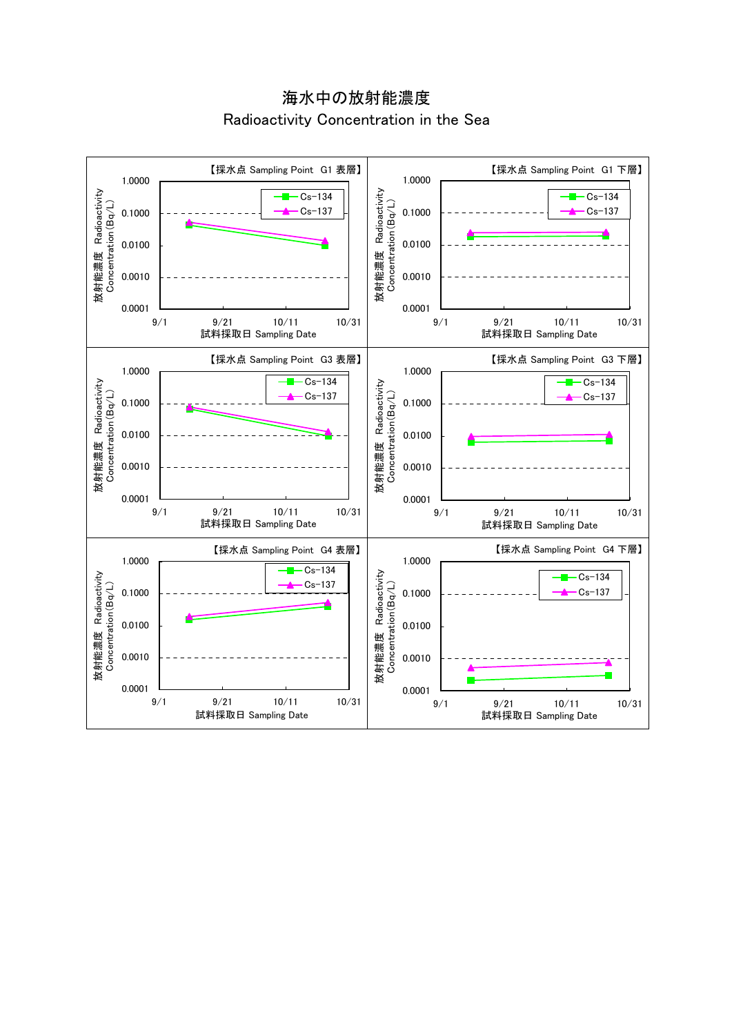# 海水中の放射能濃度
## Radioactivity Concentration in the Sea

【採水点 Sampling Point G1 表層】

放射能濃度 Radioactivity Concentration (Bq/L)

1.0000, 0.1000, 0.0100, 0.0010, 0.0001

Cs-134, Cs-137

9/1, 9/21, 10/11, 10/31

試料採取日 Sampling Date

【採水点 Sampling Point G1 下層】

放射能濃度 Radioactivity Concentration (Bq/L)

1.0000, 0.1000, 0.0100, 0.0010, 0.0001

Cs-134, Cs-137

9/1, 9/21, 10/11, 10/31

試料採取日 Sampling Date

【採水点 Sampling Point G3 表層】

放射能濃度 Radioactivity Concentration (Bq/L)

1.0000, 0.1000, 0.0100, 0.0010, 0.0001

Cs-134, Cs-137

9/1, 9/21, 10/11, 10/31

試料採取日 Sampling Date

【採水点 Sampling Point G3 下層】

放射能濃度 Radioactivity Concentration (Bq/L)

1.0000, 0.1000, 0.0100, 0.0010, 0.0001

Cs-134, Cs-137

9/1, 9/21, 10/11, 10/31

試料採取日 Sampling Date

【採水点 Sampling Point G4 表層】

放射能濃度 Radioactivity Concentration (Bq/L)

1.0000, 0.1000, 0.0100, 0.0010, 0.0001

Cs-134, Cs-137

9/1, 9/21, 10/11, 10/31

試料採取日 Sampling Date

【採水点 Sampling Point G4 下層】

放射能濃度 Radioactivity Concentration (Bq/L)

1.0000, 0.1000, 0.0100, 0.0010, 0.0001

Cs-134, Cs-137

9/1, 9/21, 10/11, 10/31

試料採取日 Sampling Date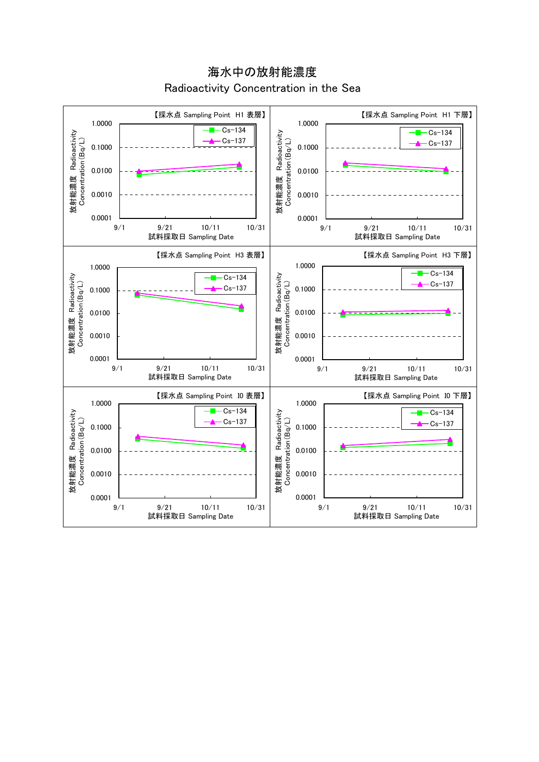# 海水中の放射能濃度

## Radioactivity Concentration in the Sea

【採水点 Sampling Point H1 表層】

放射能濃度 Radioactivity Concentration (Bq/L)

1.0000 / 0.1000 / 0.0100 / 0.0010 / 0.0001

Cs-134 / Cs-137

9/1 9/21 10/11 10/31

試料採取日 Sampling Date

【採水点 Sampling Point H1 下層】

放射能濃度 Radioactivity Concentration (Bq/L)

1.0000 / 0.1000 / 0.0100 / 0.0010 / 0.0001

Cs-134 / Cs-137

9/1 9/21 10/11 10/31

試料採取日 Sampling Date

【採水点 Sampling Point H3 表層】

放射能濃度 Radioactivity Concentration (Bq/L)

1.0000 / 0.1000 / 0.0100 / 0.0010 / 0.0001

Cs-134 / Cs-137

9/1 9/21 10/11 10/31

試料採取日 Sampling Date

【採水点 Sampling Point H3 下層】

放射能濃度 Radioactivity Concentration (Bq/L)

1.0000 / 0.1000 / 0.0100 / 0.0010 / 0.0001

Cs-134 / Cs-137

9/1 9/21 10/11 10/31

試料採取日 Sampling Date

【採水点 Sampling Point I0 表層】

放射能濃度 Radioactivity Concentration (Bq/L)

1.0000 / 0.1000 / 0.0100 / 0.0010 / 0.0001

Cs-134 / Cs-137

9/1 9/21 10/11 10/31

試料採取日 Sampling Date

【採水点 Sampling Point I0 下層】

放射能濃度 Radioactivity Concentration (Bq/L)

1.0000 / 0.1000 / 0.0100 / 0.0010 / 0.0001

Cs-134 / Cs-137

9/1 9/21 10/11 10/31

試料採取日 Sampling Date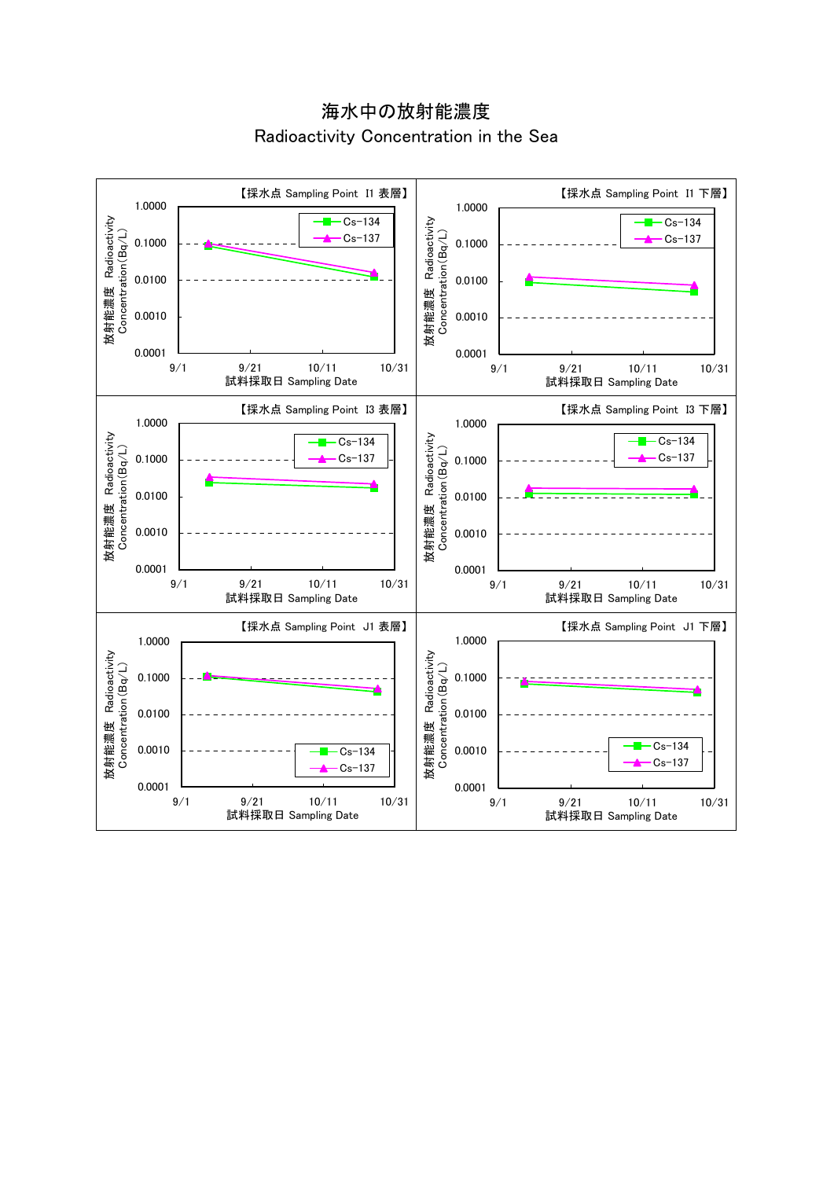# 海水中の放射能濃度
Radioactivity Concentration in the Sea

【採水点 Sampling Point I1 表層】

放射能濃度 Radioactivity Concentration(Bq/L)

1.0000
0.1000
0.0100
0.0010
0.0001

9/1 9/21 10/11 10/31

試料採取日 Sampling Date

Cs-134
Cs-137

【採水点 Sampling Point I1 下層】

放射能濃度 Radioactivity Concentration(Bq/L)

1.0000
0.1000
0.0100
0.0010
0.0001

9/1 9/21 10/11 10/31

試料採取日 Sampling Date

Cs-134
Cs-137

【採水点 Sampling Point I3 表層】

放射能濃度 Radioactivity Concentration(Bq/L)

1.0000
0.1000
0.0100
0.0010
0.0001

9/1 9/21 10/11 10/31

試料採取日 Sampling Date

Cs-134
Cs-137

【採水点 Sampling Point I3 下層】

放射能濃度 Radioactivity Concentration(Bq/L)

1.0000
0.1000
0.0100
0.0010
0.0001

9/1 9/21 10/11 10/31

試料採取日 Sampling Date

Cs-134
Cs-137

【採水点 Sampling Point J1 表層】

放射能濃度 Radioactivity Concentration(Bq/L)

1.0000
0.1000
0.0100
0.0010
0.0001

9/1 9/21 10/11 10/31

試料採取日 Sampling Date

Cs-134
Cs-137

【採水点 Sampling Point J1 下層】

放射能濃度 Radioactivity Concentration(Bq/L)

1.0000
0.1000
0.0100
0.0010
0.0001

9/1 9/21 10/11 10/31

試料採取日 Sampling Date

Cs-134
Cs-137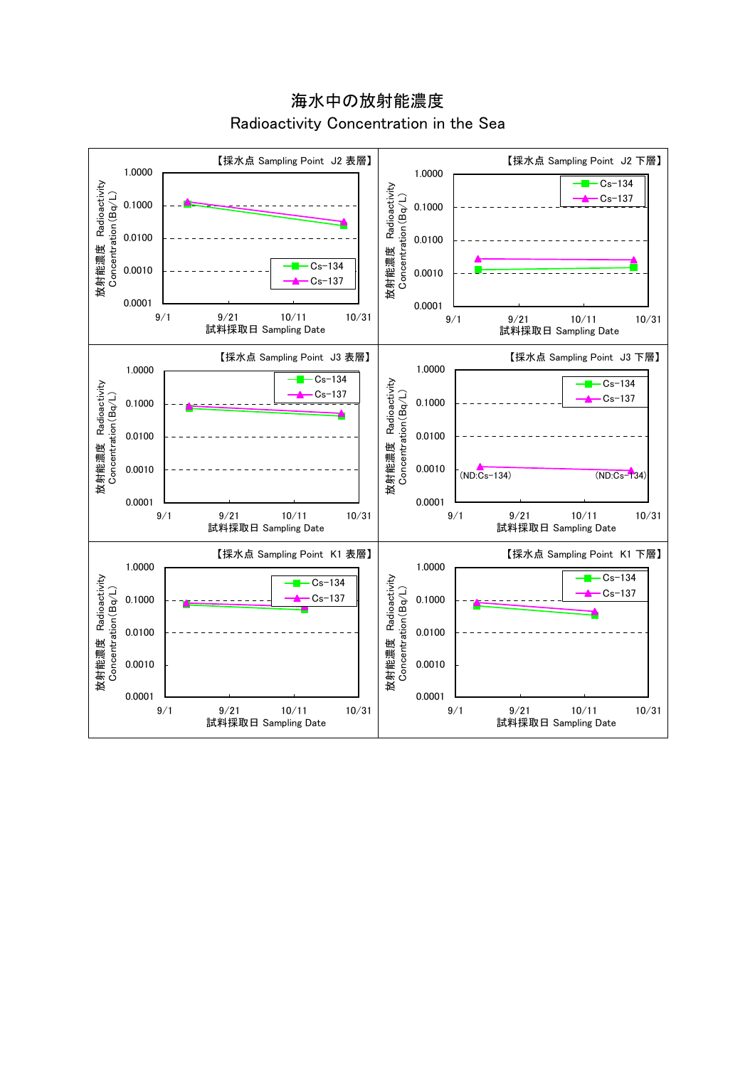# 海水中の放射能濃度
## Radioactivity Concentration in the Sea

【採水点 Sampling Point J2 表層】

放射能濃度 Radioactivity Concentration(Bq/L)

1.0000 / 0.1000 / 0.0100 / 0.0010 / 0.0001

Cs−134 / Cs−137

9/1 9/21 10/11 10/31

試料採取日 Sampling Date

【採水点 Sampling Point J2 下層】

放射能濃度 Radioactivity Concentration(Bq/L)

1.0000 / 0.1000 / 0.0100 / 0.0010 / 0.0001

Cs−134 / Cs−137

9/1 9/21 10/11 10/31

試料採取日 Sampling Date

【採水点 Sampling Point J3 表層】

放射能濃度 Radioactivity Concentration(Bq/L)

1.0000 / 0.1000 / 0.0100 / 0.0010 / 0.0001

Cs−134 / Cs−137

9/1 9/21 10/11 10/31

試料採取日 Sampling Date

【採水点 Sampling Point J3 下層】

放射能濃度 Radioactivity Concentration(Bq/L)

1.0000 / 0.1000 / 0.0100 / 0.0010 / 0.0001

Cs−134 / Cs−137

(ND:Cs−134) (ND:Cs−134)

9/1 9/21 10/11 10/31

試料採取日 Sampling Date

【採水点 Sampling Point K1 表層】

放射能濃度 Radioactivity Concentration(Bq/L)

1.0000 / 0.1000 / 0.0100 / 0.0010 / 0.0001

Cs−134 / Cs−137

9/1 9/21 10/11 10/31

試料採取日 Sampling Date

【採水点 Sampling Point K1 下層】

放射能濃度 Radioactivity Concentration(Bq/L)

1.0000 / 0.1000 / 0.0100 / 0.0010 / 0.0001

Cs−134 / Cs−137

9/1 9/21 10/11 10/31

試料採取日 Sampling Date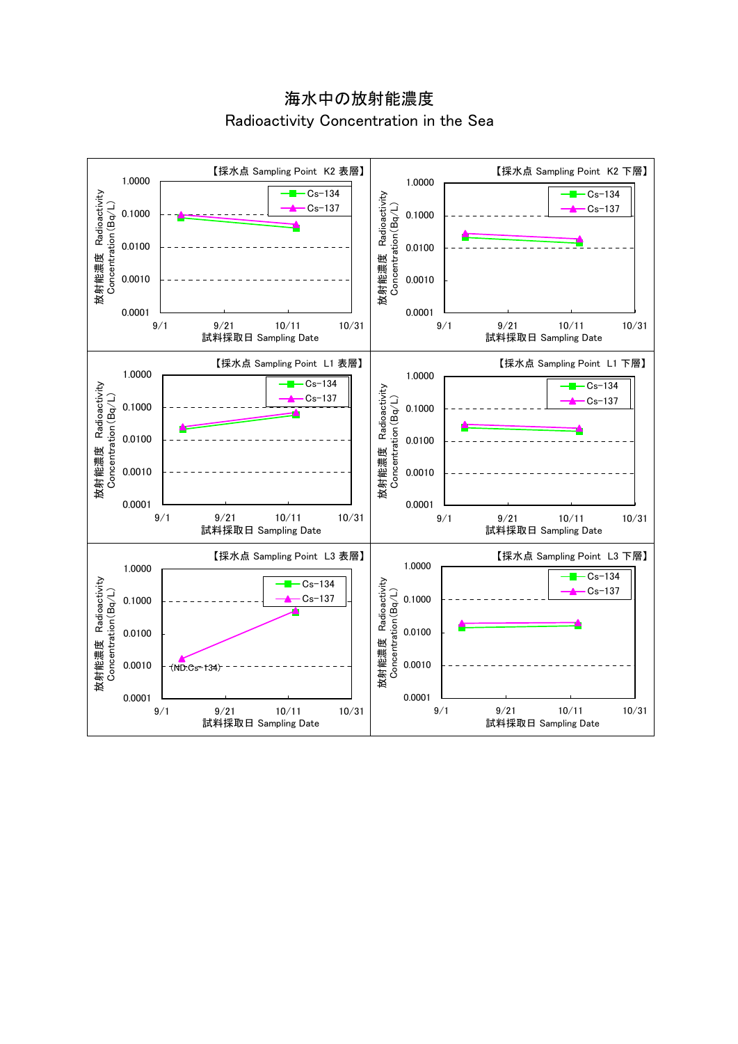# 海水中の放射能濃度
## Radioactivity Concentration in the Sea

【採水点 Sampling Point K2 表層】

放射能濃度 Radioactivity Concentration (Bq/L)

1.0000
0.1000
0.0100
0.0010
0.0001

Cs-134
Cs-137

9/1 9/21 10/11 10/31

試料採取日 Sampling Date

【採水点 Sampling Point K2 下層】

放射能濃度 Radioactivity Concentration (Bq/L)

1.0000
0.1000
0.0100
0.0010
0.0001

Cs-134
Cs-137

9/1 9/21 10/11 10/31

試料採取日 Sampling Date

【採水点 Sampling Point L1 表層】

放射能濃度 Radioactivity Concentration (Bq/L)

1.0000
0.1000
0.0100
0.0010
0.0001

Cs-134
Cs-137

9/1 9/21 10/11 10/31

試料採取日 Sampling Date

【採水点 Sampling Point L1 下層】

放射能濃度 Radioactivity Concentration (Bq/L)

1.0000
0.1000
0.0100
0.0010
0.0001

Cs-134
Cs-137

9/1 9/21 10/11 10/31

試料採取日 Sampling Date

【採水点 Sampling Point L3 表層】

放射能濃度 Radioactivity Concentration (Bq/L)

1.0000
0.1000
0.0100
0.0010
0.0001

Cs-134
Cs-137

(ND:Cs-134)

9/1 9/21 10/11 10/31

試料採取日 Sampling Date

【採水点 Sampling Point L3 下層】

放射能濃度 Radioactivity Concentration (Bq/L)

1.0000
0.1000
0.0100
0.0010
0.0001

Cs-134
Cs-137

9/1 9/21 10/11 10/31

試料採取日 Sampling Date